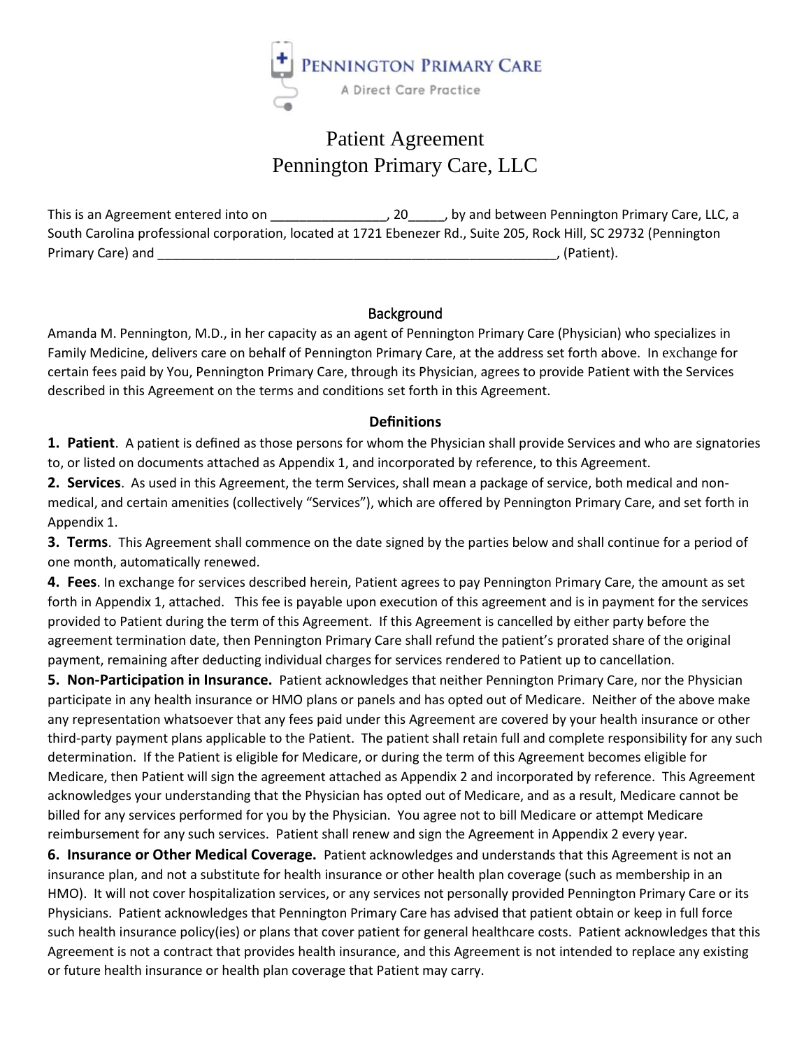PENNINGTON PRIMARY CARE
A Direct Care Practice

# Patient Agreement
# Pennington Primary Care, LLC

This is an Agreement entered into on ________________, 20_____, by and between Pennington Primary Care, LLC, a South Carolina professional corporation, located at 1721 Ebenezer Rd., Suite 205, Rock Hill, SC 29732 (Pennington Primary Care) and __________________________________________________________, (Patient).

## Background

Amanda M. Pennington, M.D., in her capacity as an agent of Pennington Primary Care (Physician) who specializes in Family Medicine, delivers care on behalf of Pennington Primary Care, at the address set forth above. In exchange for certain fees paid by You, Pennington Primary Care, through its Physician, agrees to provide Patient with the Services described in this Agreement on the terms and conditions set forth in this Agreement.

## Definitions

**1. Patient**. A patient is defined as those persons for whom the Physician shall provide Services and who are signatories to, or listed on documents attached as Appendix 1, and incorporated by reference, to this Agreement.

**2. Services**. As used in this Agreement, the term Services, shall mean a package of service, both medical and non-medical, and certain amenities (collectively "Services"), which are offered by Pennington Primary Care, and set forth in Appendix 1.

**3. Terms**. This Agreement shall commence on the date signed by the parties below and shall continue for a period of one month, automatically renewed.

**4. Fees**. In exchange for services described herein, Patient agrees to pay Pennington Primary Care, the amount as set forth in Appendix 1, attached. This fee is payable upon execution of this agreement and is in payment for the services provided to Patient during the term of this Agreement. If this Agreement is cancelled by either party before the agreement termination date, then Pennington Primary Care shall refund the patient's prorated share of the original payment, remaining after deducting individual charges for services rendered to Patient up to cancellation.

**5. Non-Participation in Insurance.** Patient acknowledges that neither Pennington Primary Care, nor the Physician participate in any health insurance or HMO plans or panels and has opted out of Medicare. Neither of the above make any representation whatsoever that any fees paid under this Agreement are covered by your health insurance or other third-party payment plans applicable to the Patient. The patient shall retain full and complete responsibility for any such determination. If the Patient is eligible for Medicare, or during the term of this Agreement becomes eligible for Medicare, then Patient will sign the agreement attached as Appendix 2 and incorporated by reference. This Agreement acknowledges your understanding that the Physician has opted out of Medicare, and as a result, Medicare cannot be billed for any services performed for you by the Physician. You agree not to bill Medicare or attempt Medicare reimbursement for any such services. Patient shall renew and sign the Agreement in Appendix 2 every year.

**6. Insurance or Other Medical Coverage.** Patient acknowledges and understands that this Agreement is not an insurance plan, and not a substitute for health insurance or other health plan coverage (such as membership in an HMO). It will not cover hospitalization services, or any services not personally provided Pennington Primary Care or its Physicians. Patient acknowledges that Pennington Primary Care has advised that patient obtain or keep in full force such health insurance policy(ies) or plans that cover patient for general healthcare costs. Patient acknowledges that this Agreement is not a contract that provides health insurance, and this Agreement is not intended to replace any existing or future health insurance or health plan coverage that Patient may carry.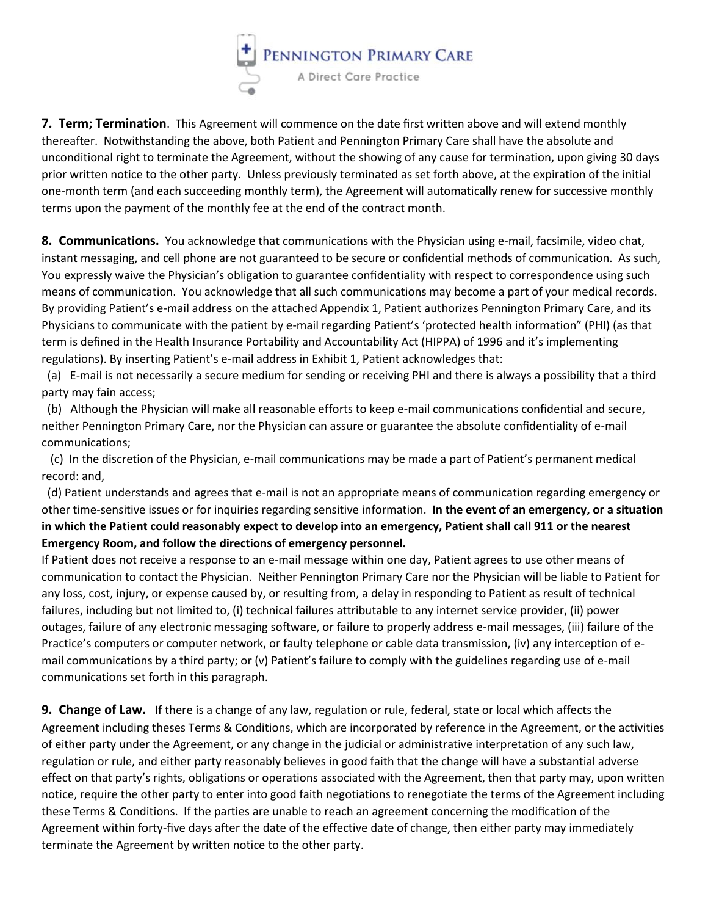**7. Term; Termination**. This Agreement will commence on the date first written above and will extend monthly thereafter. Notwithstanding the above, both Patient and Pennington Primary Care shall have the absolute and unconditional right to terminate the Agreement, without the showing of any cause for termination, upon giving 30 days prior written notice to the other party. Unless previously terminated as set forth above, at the expiration of the initial one-month term (and each succeeding monthly term), the Agreement will automatically renew for successive monthly terms upon the payment of the monthly fee at the end of the contract month.

**8. Communications.** You acknowledge that communications with the Physician using e-mail, facsimile, video chat, instant messaging, and cell phone are not guaranteed to be secure or confidential methods of communication. As such, You expressly waive the Physician's obligation to guarantee confidentiality with respect to correspondence using such means of communication. You acknowledge that all such communications may become a part of your medical records. By providing Patient's e-mail address on the attached Appendix 1, Patient authorizes Pennington Primary Care, and its Physicians to communicate with the patient by e-mail regarding Patient's 'protected health information" (PHI) (as that term is defined in the Health Insurance Portability and Accountability Act (HIPPA) of 1996 and it's implementing regulations). By inserting Patient's e-mail address in Exhibit 1, Patient acknowledges that:

(a) E-mail is not necessarily a secure medium for sending or receiving PHI and there is always a possibility that a third party may fain access;

(b) Although the Physician will make all reasonable efforts to keep e-mail communications confidential and secure, neither Pennington Primary Care, nor the Physician can assure or guarantee the absolute confidentiality of e-mail communications;

(c) In the discretion of the Physician, e-mail communications may be made a part of Patient's permanent medical record: and,

(d) Patient understands and agrees that e-mail is not an appropriate means of communication regarding emergency or other time-sensitive issues or for inquiries regarding sensitive information. **In the event of an emergency, or a situation in which the Patient could reasonably expect to develop into an emergency, Patient shall call 911 or the nearest Emergency Room, and follow the directions of emergency personnel.**

If Patient does not receive a response to an e-mail message within one day, Patient agrees to use other means of communication to contact the Physician. Neither Pennington Primary Care nor the Physician will be liable to Patient for any loss, cost, injury, or expense caused by, or resulting from, a delay in responding to Patient as result of technical failures, including but not limited to, (i) technical failures attributable to any internet service provider, (ii) power outages, failure of any electronic messaging software, or failure to properly address e-mail messages, (iii) failure of the Practice's computers or computer network, or faulty telephone or cable data transmission, (iv) any interception of e-mail communications by a third party; or (v) Patient's failure to comply with the guidelines regarding use of e-mail communications set forth in this paragraph.

**9. Change of Law.** If there is a change of any law, regulation or rule, federal, state or local which affects the Agreement including theses Terms & Conditions, which are incorporated by reference in the Agreement, or the activities of either party under the Agreement, or any change in the judicial or administrative interpretation of any such law, regulation or rule, and either party reasonably believes in good faith that the change will have a substantial adverse effect on that party's rights, obligations or operations associated with the Agreement, then that party may, upon written notice, require the other party to enter into good faith negotiations to renegotiate the terms of the Agreement including these Terms & Conditions. If the parties are unable to reach an agreement concerning the modification of the Agreement within forty-five days after the date of the effective date of change, then either party may immediately terminate the Agreement by written notice to the other party.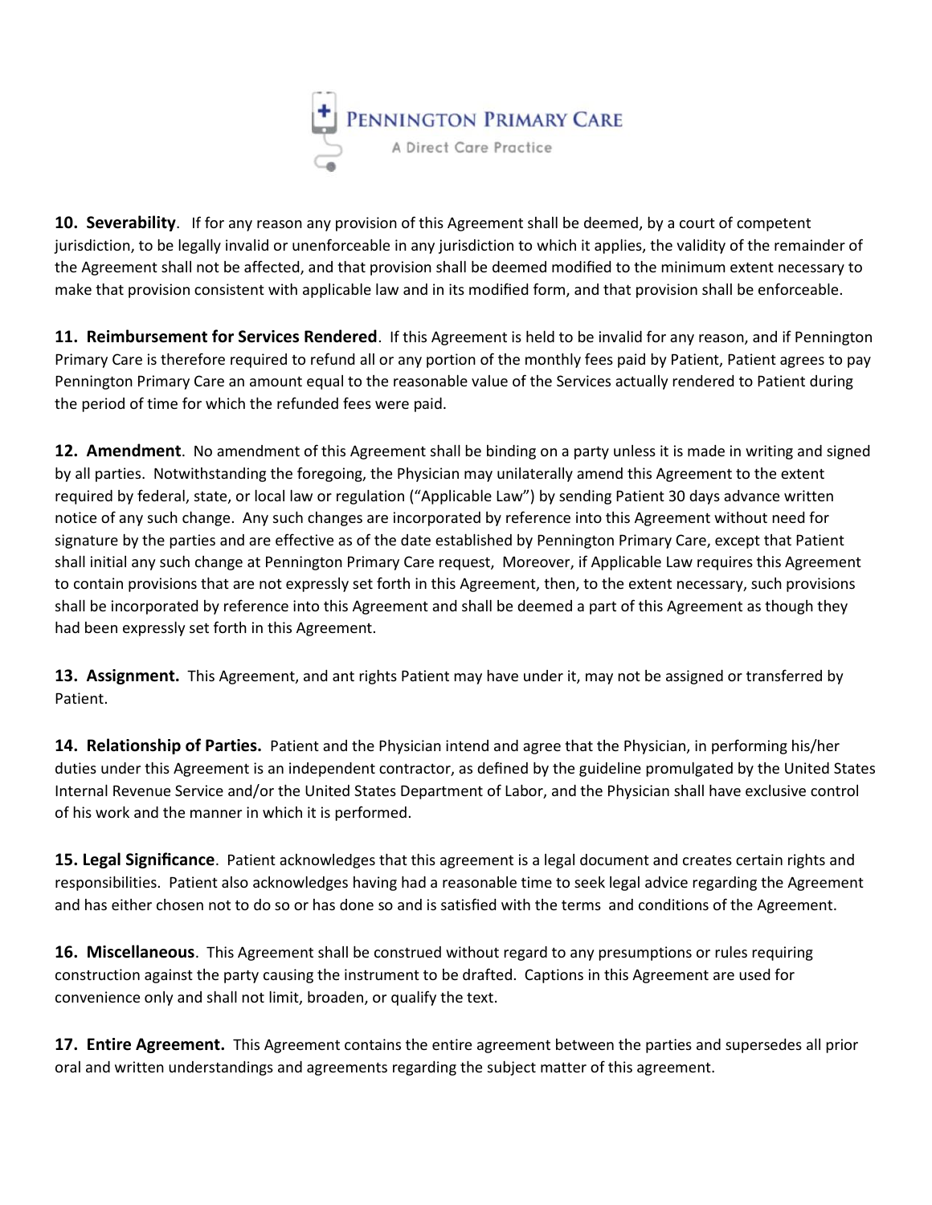**10. Severability**. If for any reason any provision of this Agreement shall be deemed, by a court of competent jurisdiction, to be legally invalid or unenforceable in any jurisdiction to which it applies, the validity of the remainder of the Agreement shall not be affected, and that provision shall be deemed modified to the minimum extent necessary to make that provision consistent with applicable law and in its modified form, and that provision shall be enforceable.

**11. Reimbursement for Services Rendered**. If this Agreement is held to be invalid for any reason, and if Pennington Primary Care is therefore required to refund all or any portion of the monthly fees paid by Patient, Patient agrees to pay Pennington Primary Care an amount equal to the reasonable value of the Services actually rendered to Patient during the period of time for which the refunded fees were paid.

**12. Amendment**. No amendment of this Agreement shall be binding on a party unless it is made in writing and signed by all parties. Notwithstanding the foregoing, the Physician may unilaterally amend this Agreement to the extent required by federal, state, or local law or regulation ("Applicable Law") by sending Patient 30 days advance written notice of any such change. Any such changes are incorporated by reference into this Agreement without need for signature by the parties and are effective as of the date established by Pennington Primary Care, except that Patient shall initial any such change at Pennington Primary Care request, Moreover, if Applicable Law requires this Agreement to contain provisions that are not expressly set forth in this Agreement, then, to the extent necessary, such provisions shall be incorporated by reference into this Agreement and shall be deemed a part of this Agreement as though they had been expressly set forth in this Agreement.

**13. Assignment.** This Agreement, and ant rights Patient may have under it, may not be assigned or transferred by Patient.

**14. Relationship of Parties.** Patient and the Physician intend and agree that the Physician, in performing his/her duties under this Agreement is an independent contractor, as defined by the guideline promulgated by the United States Internal Revenue Service and/or the United States Department of Labor, and the Physician shall have exclusive control of his work and the manner in which it is performed.

**15. Legal Significance**. Patient acknowledges that this agreement is a legal document and creates certain rights and responsibilities. Patient also acknowledges having had a reasonable time to seek legal advice regarding the Agreement and has either chosen not to do so or has done so and is satisfied with the terms and conditions of the Agreement.

**16. Miscellaneous**. This Agreement shall be construed without regard to any presumptions or rules requiring construction against the party causing the instrument to be drafted. Captions in this Agreement are used for convenience only and shall not limit, broaden, or qualify the text.

**17. Entire Agreement.** This Agreement contains the entire agreement between the parties and supersedes all prior oral and written understandings and agreements regarding the subject matter of this agreement.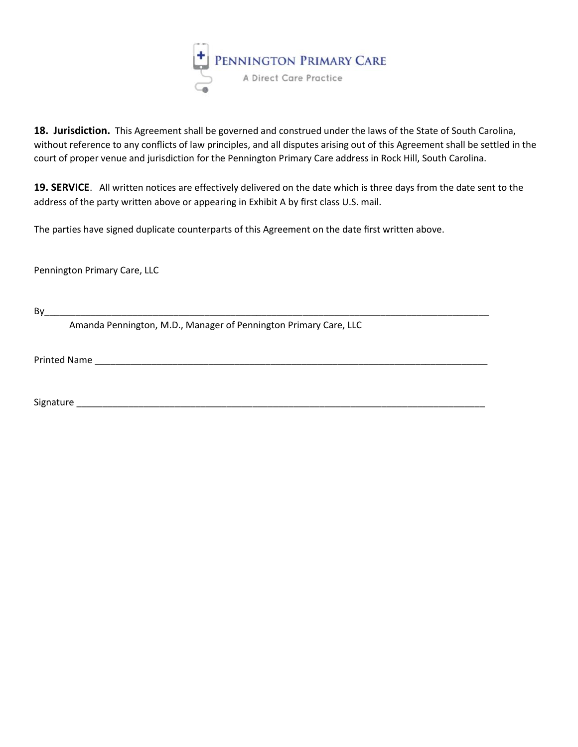**18. Jurisdiction.** This Agreement shall be governed and construed under the laws of the State of South Carolina, without reference to any conflicts of law principles, and all disputes arising out of this Agreement shall be settled in the court of proper venue and jurisdiction for the Pennington Primary Care address in Rock Hill, South Carolina.

**19. SERVICE**. All written notices are effectively delivered on the date which is three days from the date sent to the address of the party written above or appearing in Exhibit A by first class U.S. mail.

The parties have signed duplicate counterparts of this Agreement on the date first written above.

Pennington Primary Care, LLC

By_______________________________________________________________________________________

Amanda Pennington, M.D., Manager of Pennington Primary Care, LLC

Printed Name ____________________________________________________________________________

Signature _______________________________________________________________________________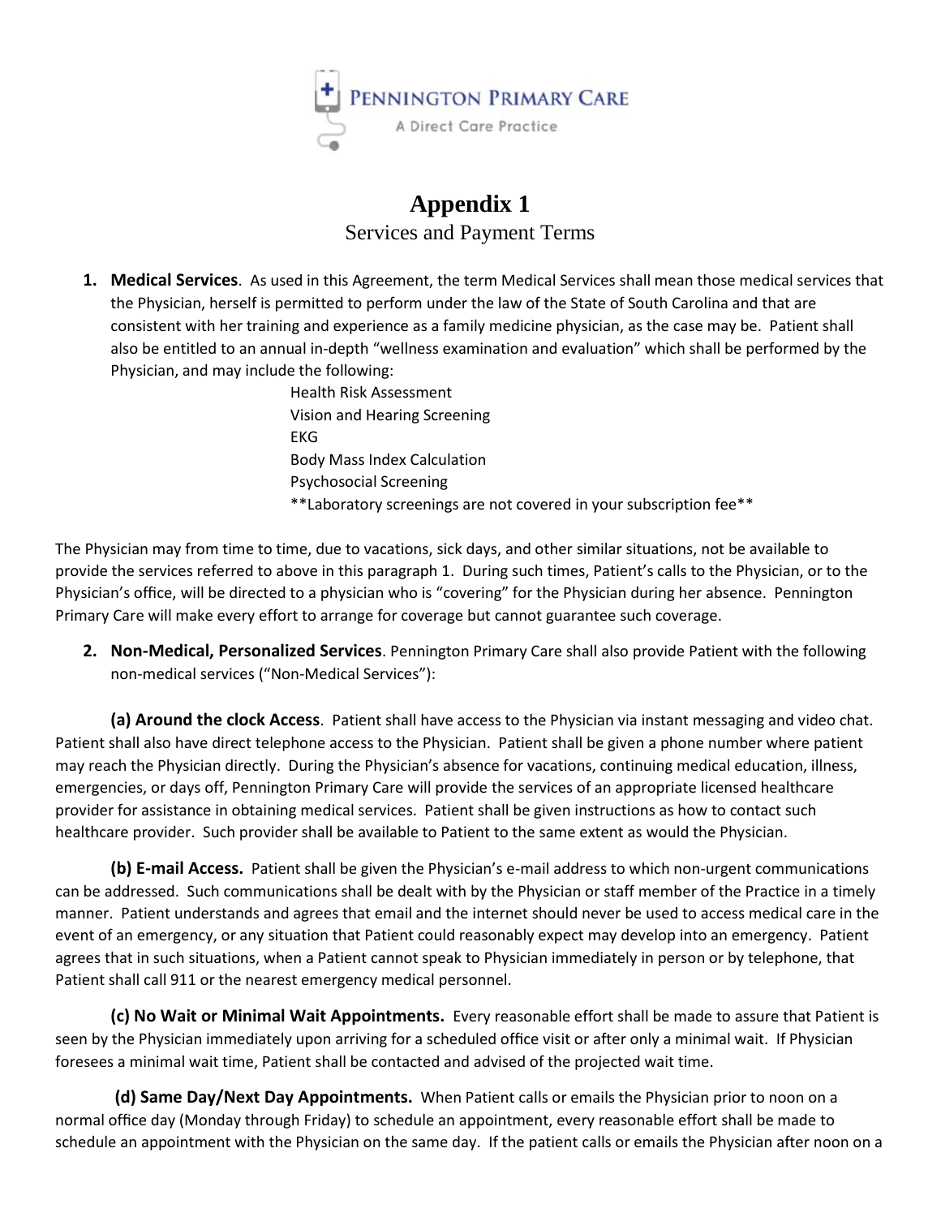PENNINGTON PRIMARY CARE

A Direct Care Practice

# Appendix 1

## Services and Payment Terms

1. **Medical Services**. As used in this Agreement, the term Medical Services shall mean those medical services that the Physician, herself is permitted to perform under the law of the State of South Carolina and that are consistent with her training and experience as a family medicine physician, as the case may be. Patient shall also be entitled to an annual in-depth "wellness examination and evaluation" which shall be performed by the Physician, and may include the following:

   Health Risk Assessment
   Vision and Hearing Screening
   EKG
   Body Mass Index Calculation
   Psychosocial Screening
   **Laboratory screenings are not covered in your subscription fee**

The Physician may from time to time, due to vacations, sick days, and other similar situations, not be available to provide the services referred to above in this paragraph 1. During such times, Patient's calls to the Physician, or to the Physician's office, will be directed to a physician who is "covering" for the Physician during her absence. Pennington Primary Care will make every effort to arrange for coverage but cannot guarantee such coverage.

2. **Non-Medical, Personalized Services**. Pennington Primary Care shall also provide Patient with the following non-medical services ("Non-Medical Services"):

**(a) Around the clock Access**. Patient shall have access to the Physician via instant messaging and video chat. Patient shall also have direct telephone access to the Physician. Patient shall be given a phone number where patient may reach the Physician directly. During the Physician's absence for vacations, continuing medical education, illness, emergencies, or days off, Pennington Primary Care will provide the services of an appropriate licensed healthcare provider for assistance in obtaining medical services. Patient shall be given instructions as how to contact such healthcare provider. Such provider shall be available to Patient to the same extent as would the Physician.

**(b) E-mail Access.** Patient shall be given the Physician's e-mail address to which non-urgent communications can be addressed. Such communications shall be dealt with by the Physician or staff member of the Practice in a timely manner. Patient understands and agrees that email and the internet should never be used to access medical care in the event of an emergency, or any situation that Patient could reasonably expect may develop into an emergency. Patient agrees that in such situations, when a Patient cannot speak to Physician immediately in person or by telephone, that Patient shall call 911 or the nearest emergency medical personnel.

**(c) No Wait or Minimal Wait Appointments.** Every reasonable effort shall be made to assure that Patient is seen by the Physician immediately upon arriving for a scheduled office visit or after only a minimal wait. If Physician foresees a minimal wait time, Patient shall be contacted and advised of the projected wait time.

**(d) Same Day/Next Day Appointments.** When Patient calls or emails the Physician prior to noon on a normal office day (Monday through Friday) to schedule an appointment, every reasonable effort shall be made to schedule an appointment with the Physician on the same day. If the patient calls or emails the Physician after noon on a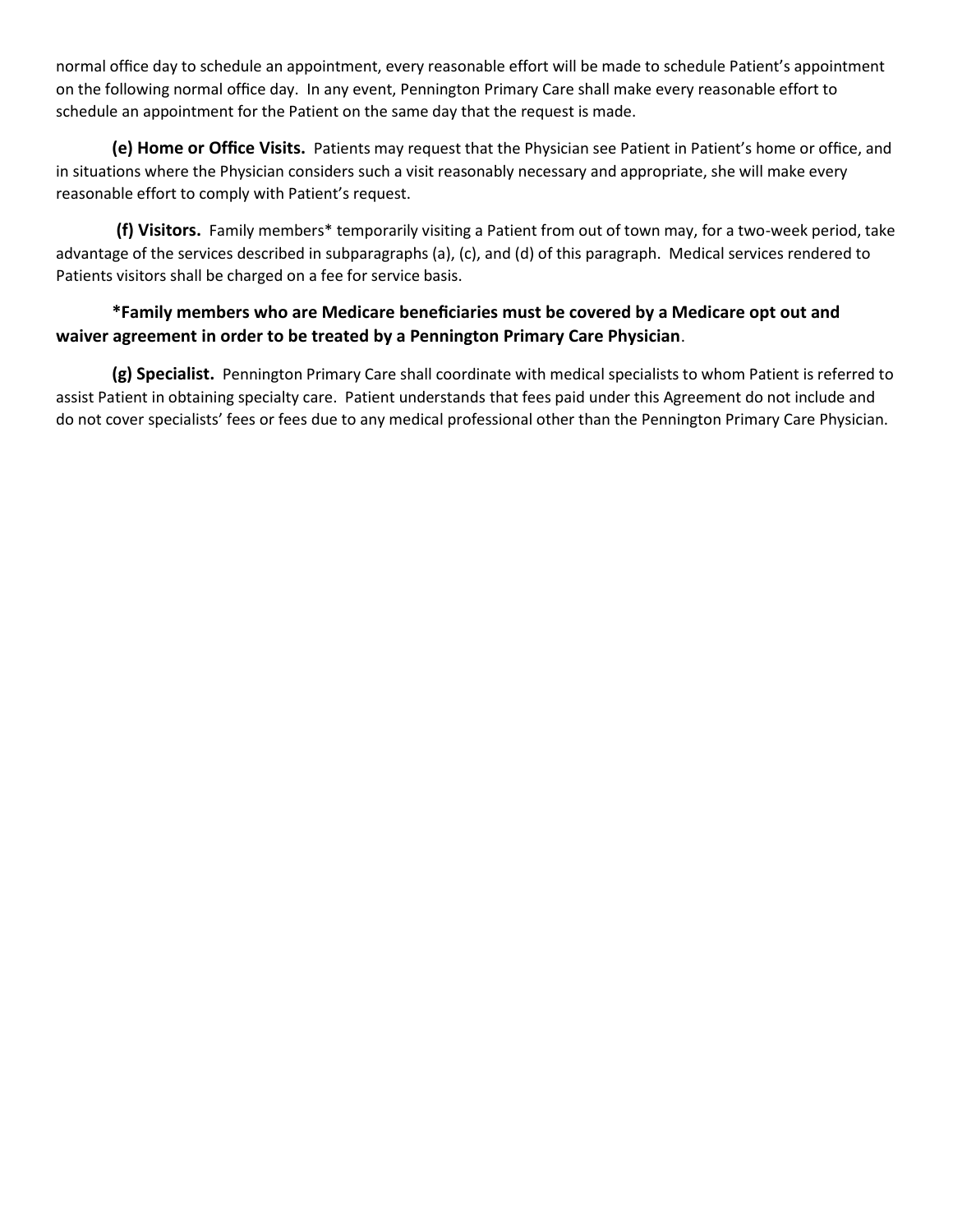normal office day to schedule an appointment, every reasonable effort will be made to schedule Patient's appointment on the following normal office day. In any event, Pennington Primary Care shall make every reasonable effort to schedule an appointment for the Patient on the same day that the request is made.

**(e) Home or Office Visits.** Patients may request that the Physician see Patient in Patient's home or office, and in situations where the Physician considers such a visit reasonably necessary and appropriate, she will make every reasonable effort to comply with Patient's request.

**(f) Visitors.** Family members* temporarily visiting a Patient from out of town may, for a two-week period, take advantage of the services described in subparagraphs (a), (c), and (d) of this paragraph. Medical services rendered to Patients visitors shall be charged on a fee for service basis.

**\*Family members who are Medicare beneficiaries must be covered by a Medicare opt out and waiver agreement in order to be treated by a Pennington Primary Care Physician**.

**(g) Specialist.** Pennington Primary Care shall coordinate with medical specialists to whom Patient is referred to assist Patient in obtaining specialty care. Patient understands that fees paid under this Agreement do not include and do not cover specialists' fees or fees due to any medical professional other than the Pennington Primary Care Physician.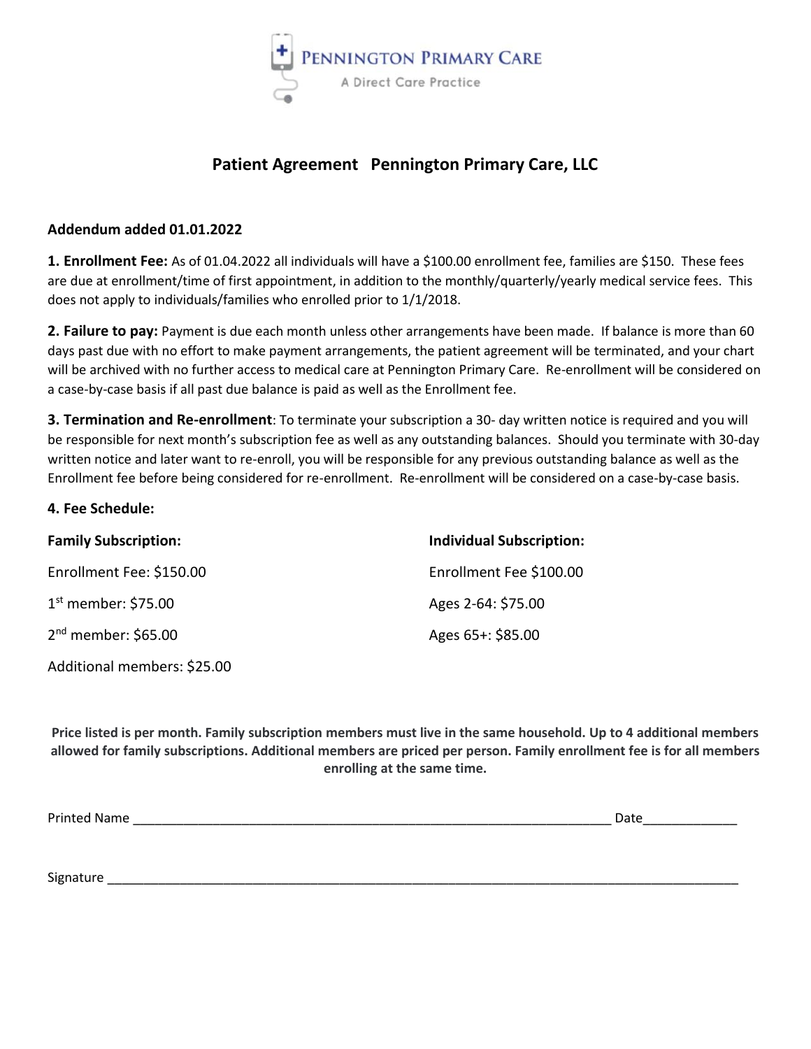PENNINGTON PRIMARY CARE

A Direct Care Practice

## Patient Agreement   Pennington Primary Care, LLC

**Addendum added 01.01.2022**

**1. Enrollment Fee:** As of 01.04.2022 all individuals will have a $100.00 enrollment fee, families are $150. These fees are due at enrollment/time of first appointment, in addition to the monthly/quarterly/yearly medical service fees. This does not apply to individuals/families who enrolled prior to 1/1/2018.

**2. Failure to pay:** Payment is due each month unless other arrangements have been made. If balance is more than 60 days past due with no effort to make payment arrangements, the patient agreement will be terminated, and your chart will be archived with no further access to medical care at Pennington Primary Care. Re-enrollment will be considered on a case-by-case basis if all past due balance is paid as well as the Enrollment fee.

**3. Termination and Re-enrollment**: To terminate your subscription a 30- day written notice is required and you will be responsible for next month's subscription fee as well as any outstanding balances. Should you terminate with 30-day written notice and later want to re-enroll, you will be responsible for any previous outstanding balance as well as the Enrollment fee before being considered for re-enrollment. Re-enrollment will be considered on a case-by-case basis.

**4. Fee Schedule:**

**Family Subscription:**

Enrollment Fee: $150.00

1st member: $75.00

2nd member: $65.00

Additional members: $25.00

**Individual Subscription:**

Enrollment Fee $100.00

Ages 2-64: $75.00

Ages 65+: $85.00

**Price listed is per month. Family subscription members must live in the same household. Up to 4 additional members allowed for family subscriptions. Additional members are priced per person. Family enrollment fee is for all members enrolling at the same time.**

Printed Name ______________________________________________________________________ Date_____________

Signature ___________________________________________________________________________________________